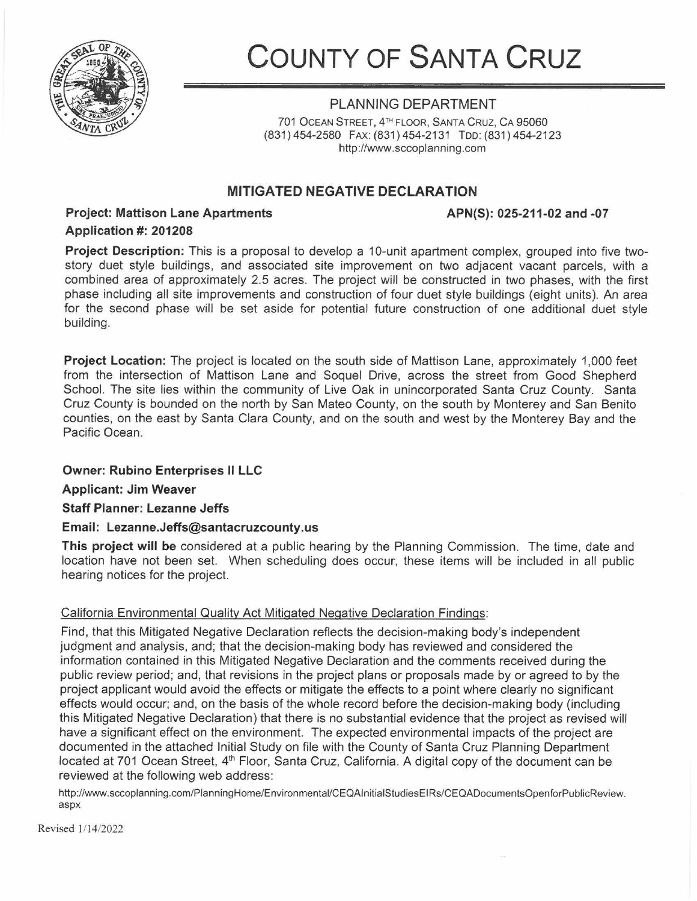# COUNTY OF SANTA CRUZ

## PLANNING DEPARTMENT

701 OCEAN STREET, 4TH FLOOR, SANTA CRUZ, CA 95060
(831) 454-2580 FAX: (831) 454-2131 TDD: (831) 454-2123
http://www.sccoplanning.com

## MITIGATED NEGATIVE DECLARATION

**Project: Mattison Lane Apartments** **APN(S): 025-211-02 and -07**

**Application #: 201208**

**Project Description:** This is a proposal to develop a 10-unit apartment complex, grouped into five two-story duet style buildings, and associated site improvement on two adjacent vacant parcels, with a combined area of approximately 2.5 acres. The project will be constructed in two phases, with the first phase including all site improvements and construction of four duet style buildings (eight units). An area for the second phase will be set aside for potential future construction of one additional duet style building.

**Project Location:** The project is located on the south side of Mattison Lane, approximately 1,000 feet from the intersection of Mattison Lane and Soquel Drive, across the street from Good Shepherd School. The site lies within the community of Live Oak in unincorporated Santa Cruz County. Santa Cruz County is bounded on the north by San Mateo County, on the south by Monterey and San Benito counties, on the east by Santa Clara County, and on the south and west by the Monterey Bay and the Pacific Ocean.

**Owner: Rubino Enterprises II LLC**

**Applicant: Jim Weaver**

**Staff Planner: Lezanne Jeffs**

**Email: Lezanne.Jeffs@santacruzcounty.us**

**This project will be** considered at a public hearing by the Planning Commission. The time, date and location have not been set. When scheduling does occur, these items will be included in all public hearing notices for the project.

California Environmental Quality Act Mitigated Negative Declaration Findings:

Find, that this Mitigated Negative Declaration reflects the decision-making body's independent judgment and analysis, and; that the decision-making body has reviewed and considered the information contained in this Mitigated Negative Declaration and the comments received during the public review period; and, that revisions in the project plans or proposals made by or agreed to by the project applicant would avoid the effects or mitigate the effects to a point where clearly no significant effects would occur; and, on the basis of the whole record before the decision-making body (including this Mitigated Negative Declaration) that there is no substantial evidence that the project as revised will have a significant effect on the environment. The expected environmental impacts of the project are documented in the attached Initial Study on file with the County of Santa Cruz Planning Department located at 701 Ocean Street, 4th Floor, Santa Cruz, California. A digital copy of the document can be reviewed at the following web address:

http://www.sccoplanning.com/PlanningHome/Environmental/CEQAInitialStudiesEIRs/CEQADocumentsOpenforPublicReview.aspx

Revised 1/14/2022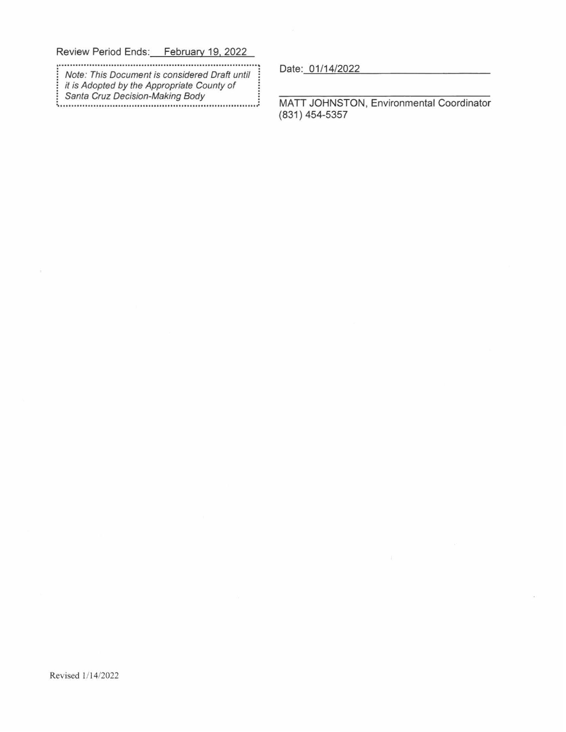Review Period Ends: February 19, 2022

*Note: This Document is considered Draft until it is Adopted by the Appropriate County of Santa Cruz Decision-Making Body*

Date: 01/14/2022

MATT JOHNSTON, Environmental Coordinator
(831) 454-5357

Revised 1/14/2022